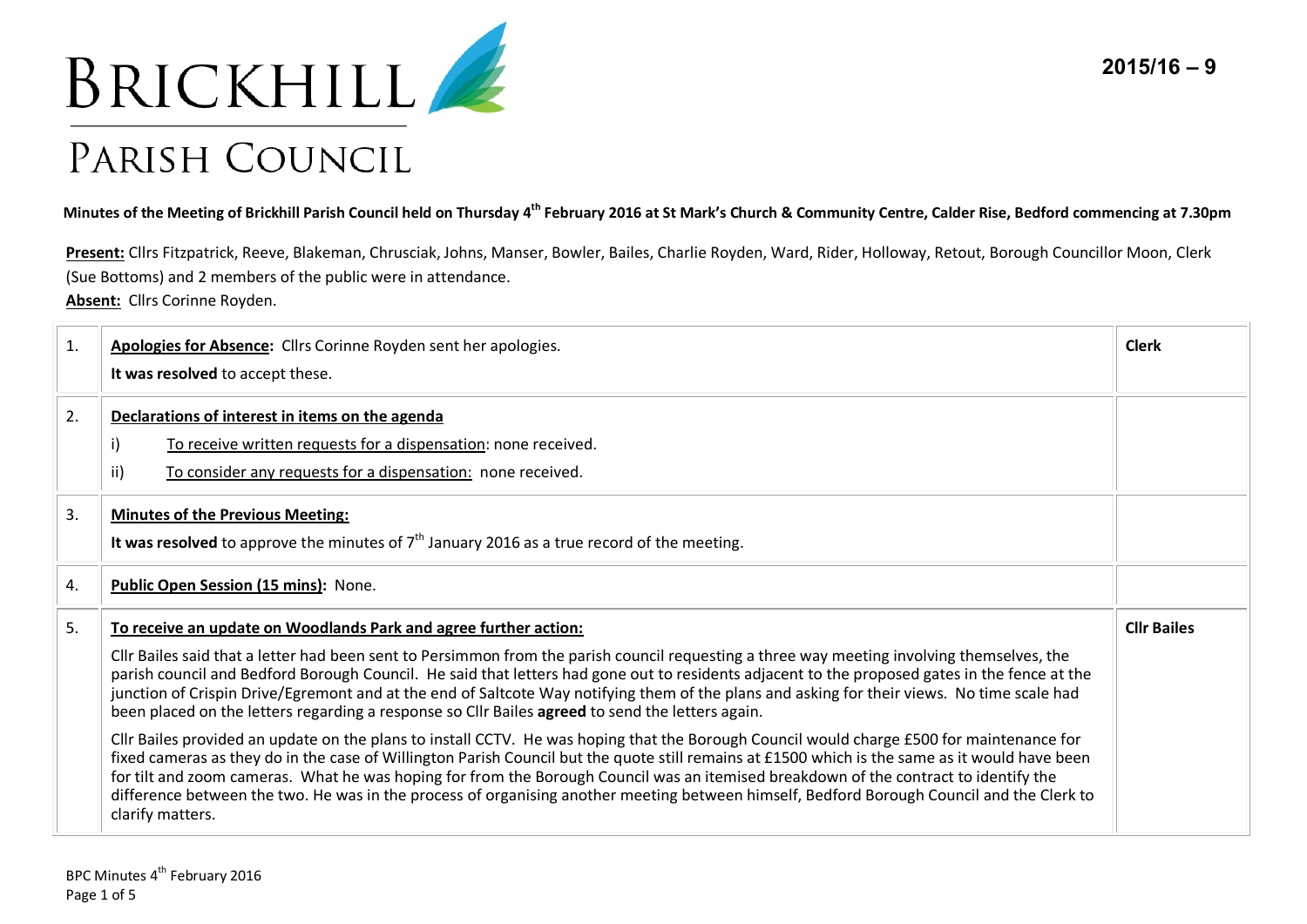# BRICKHILL PARISH COUNCIL

**2015/16 – 9**

**Minutes of the Meeting of Brickhill Parish Council held on Thursday 4th February 2016 at St Mark's Church & Community Centre, Calder Rise, Bedford commencing at 7.30pm**

**Present:** Cllrs Fitzpatrick, Reeve, Blakeman, Chrusciak, Johns, Manser, Bowler, Bailes, Charlie Royden, Ward, Rider, Holloway, Retout, Borough Councillor Moon, Clerk (Sue Bottoms) and 2 members of the public were in attendance.
**Absent:** Cllrs Corinne Royden.

| | | |
|---|---|---|
| 1. | **Apologies for Absence:** Cllrs Corinne Royden sent her apologies.<br>**It was resolved** to accept these. | **Clerk** |
| 2. | **Declarations of interest in items on the agenda**<br>i) To receive written requests for a dispensation: none received.<br>ii) To consider any requests for a dispensation: none received. | |
| 3. | **Minutes of the Previous Meeting:**<br>**It was resolved** to approve the minutes of 7th January 2016 as a true record of the meeting. | |
| 4. | **Public Open Session (15 mins):** None. | |
| 5. | **To receive an update on Woodlands Park and agree further action:**<br>Cllr Bailes said that a letter had been sent to Persimmon from the parish council requesting a three way meeting involving themselves, the parish council and Bedford Borough Council. He said that letters had gone out to residents adjacent to the proposed gates in the fence at the junction of Crispin Drive/Egremont and at the end of Saltcote Way notifying them of the plans and asking for their views. No time scale had been placed on the letters regarding a response so Cllr Bailes **agreed** to send the letters again.<br>Cllr Bailes provided an update on the plans to install CCTV. He was hoping that the Borough Council would charge £500 for maintenance for fixed cameras as they do in the case of Willington Parish Council but the quote still remains at £1500 which is the same as it would have been for tilt and zoom cameras. What he was hoping for from the Borough Council was an itemised breakdown of the contract to identify the difference between the two. He was in the process of organising another meeting between himself, Bedford Borough Council and the Clerk to clarify matters. | **Cllr Bailes** |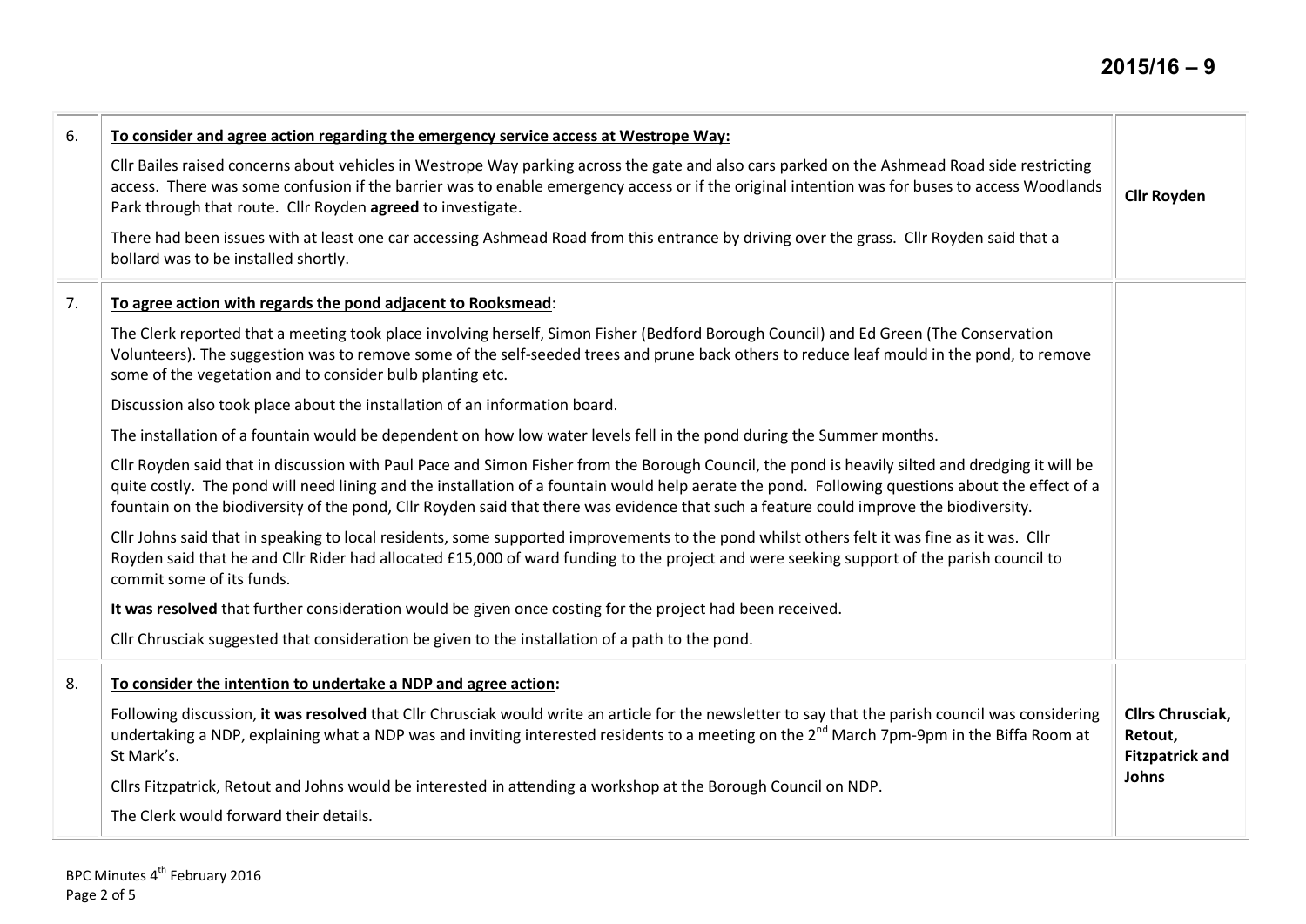| | | |
|---|---|---|
| 6. | **To consider and agree action regarding the emergency service access at Westrope Way:**<br><br>Cllr Bailes raised concerns about vehicles in Westrope Way parking across the gate and also cars parked on the Ashmead Road side restricting access. There was some confusion if the barrier was to enable emergency access or if the original intention was for buses to access Woodlands Park through that route. Cllr Royden **agreed** to investigate.<br><br>There had been issues with at least one car accessing Ashmead Road from this entrance by driving over the grass. Cllr Royden said that a bollard was to be installed shortly. | **Cllr Royden** |
| 7. | **To agree action with regards the pond adjacent to Rooksmead**:<br><br>The Clerk reported that a meeting took place involving herself, Simon Fisher (Bedford Borough Council) and Ed Green (The Conservation Volunteers). The suggestion was to remove some of the self-seeded trees and prune back others to reduce leaf mould in the pond, to remove some of the vegetation and to consider bulb planting etc.<br><br>Discussion also took place about the installation of an information board.<br><br>The installation of a fountain would be dependent on how low water levels fell in the pond during the Summer months.<br><br>Cllr Royden said that in discussion with Paul Pace and Simon Fisher from the Borough Council, the pond is heavily silted and dredging it will be quite costly. The pond will need lining and the installation of a fountain would help aerate the pond. Following questions about the effect of a fountain on the biodiversity of the pond, Cllr Royden said that there was evidence that such a feature could improve the biodiversity.<br><br>Cllr Johns said that in speaking to local residents, some supported improvements to the pond whilst others felt it was fine as it was. Cllr Royden said that he and Cllr Rider had allocated £15,000 of ward funding to the project and were seeking support of the parish council to commit some of its funds.<br><br>**It was resolved** that further consideration would be given once costing for the project had been received.<br><br>Cllr Chrusciak suggested that consideration be given to the installation of a path to the pond. | |
| 8. | **To consider the intention to undertake a NDP and agree action:**<br><br>Following discussion, **it was resolved** that Cllr Chrusciak would write an article for the newsletter to say that the parish council was considering undertaking a NDP, explaining what a NDP was and inviting interested residents to a meeting on the 2nd March 7pm-9pm in the Biffa Room at St Mark's.<br><br>Cllrs Fitzpatrick, Retout and Johns would be interested in attending a workshop at the Borough Council on NDP.<br><br>The Clerk would forward their details. | **Cllrs Chrusciak, Retout, Fitzpatrick and Johns** |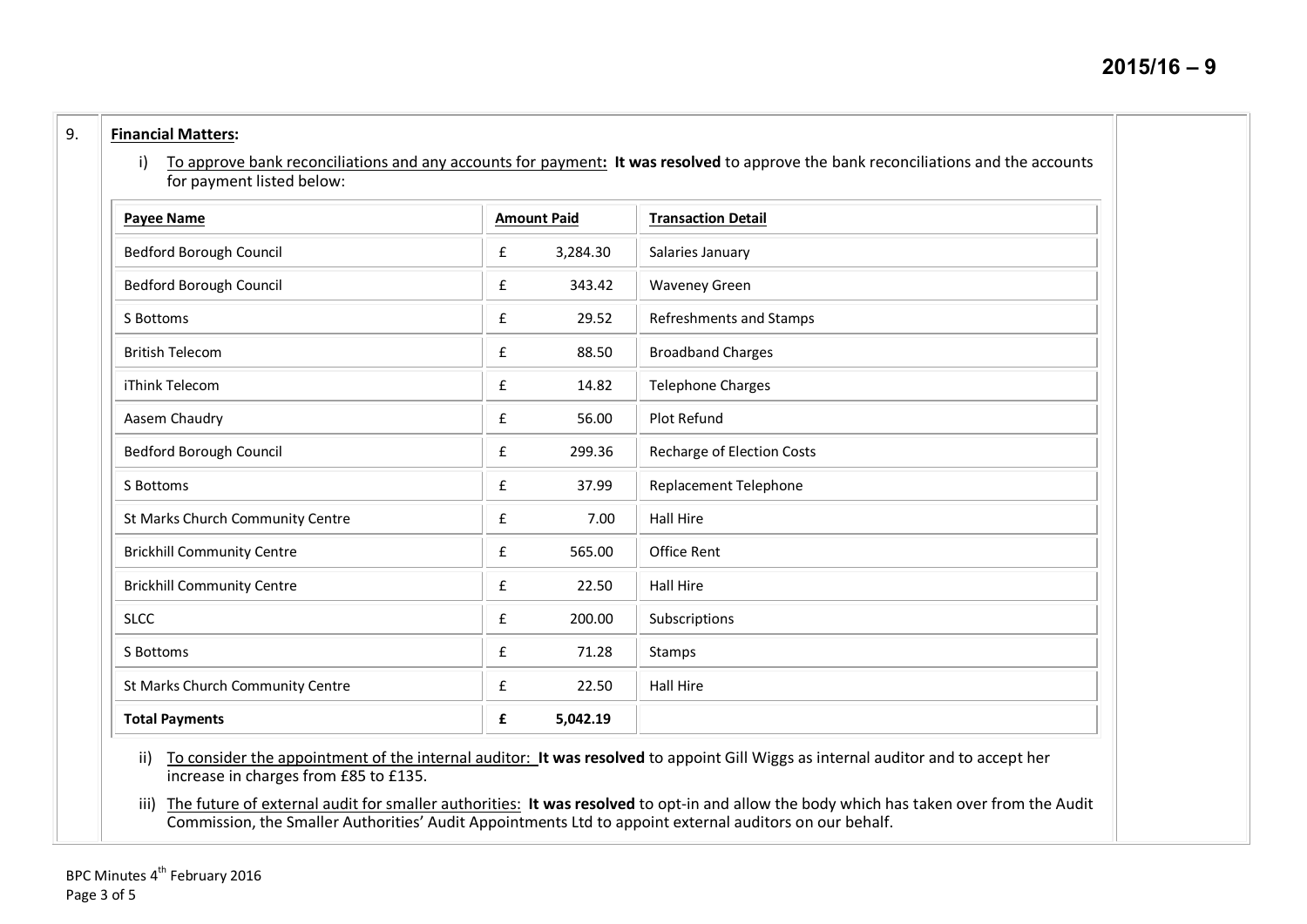9. **Financial Matters:**

i) To approve bank reconciliations and any accounts for payment**: It was resolved** to approve the bank reconciliations and the accounts for payment listed below:

| **Payee Name** | **Amount Paid** | **Transaction Detail** |
|---|---|---|
| Bedford Borough Council | £ 3,284.30 | Salaries January |
| Bedford Borough Council | £ 343.42 | Waveney Green |
| S Bottoms | £ 29.52 | Refreshments and Stamps |
| British Telecom | £ 88.50 | Broadband Charges |
| iThink Telecom | £ 14.82 | Telephone Charges |
| Aasem Chaudry | £ 56.00 | Plot Refund |
| Bedford Borough Council | £ 299.36 | Recharge of Election Costs |
| S Bottoms | £ 37.99 | Replacement Telephone |
| St Marks Church Community Centre | £ 7.00 | Hall Hire |
| Brickhill Community Centre | £ 565.00 | Office Rent |
| Brickhill Community Centre | £ 22.50 | Hall Hire |
| SLCC | £ 200.00 | Subscriptions |
| S Bottoms | £ 71.28 | Stamps |
| St Marks Church Community Centre | £ 22.50 | Hall Hire |
| **Total Payments** | **£ 5,042.19** | |

ii) To consider the appointment of the internal auditor: **It was resolved** to appoint Gill Wiggs as internal auditor and to accept her increase in charges from £85 to £135.

iii) The future of external audit for smaller authorities: **It was resolved** to opt-in and allow the body which has taken over from the Audit Commission, the Smaller Authorities' Audit Appointments Ltd to appoint external auditors on our behalf.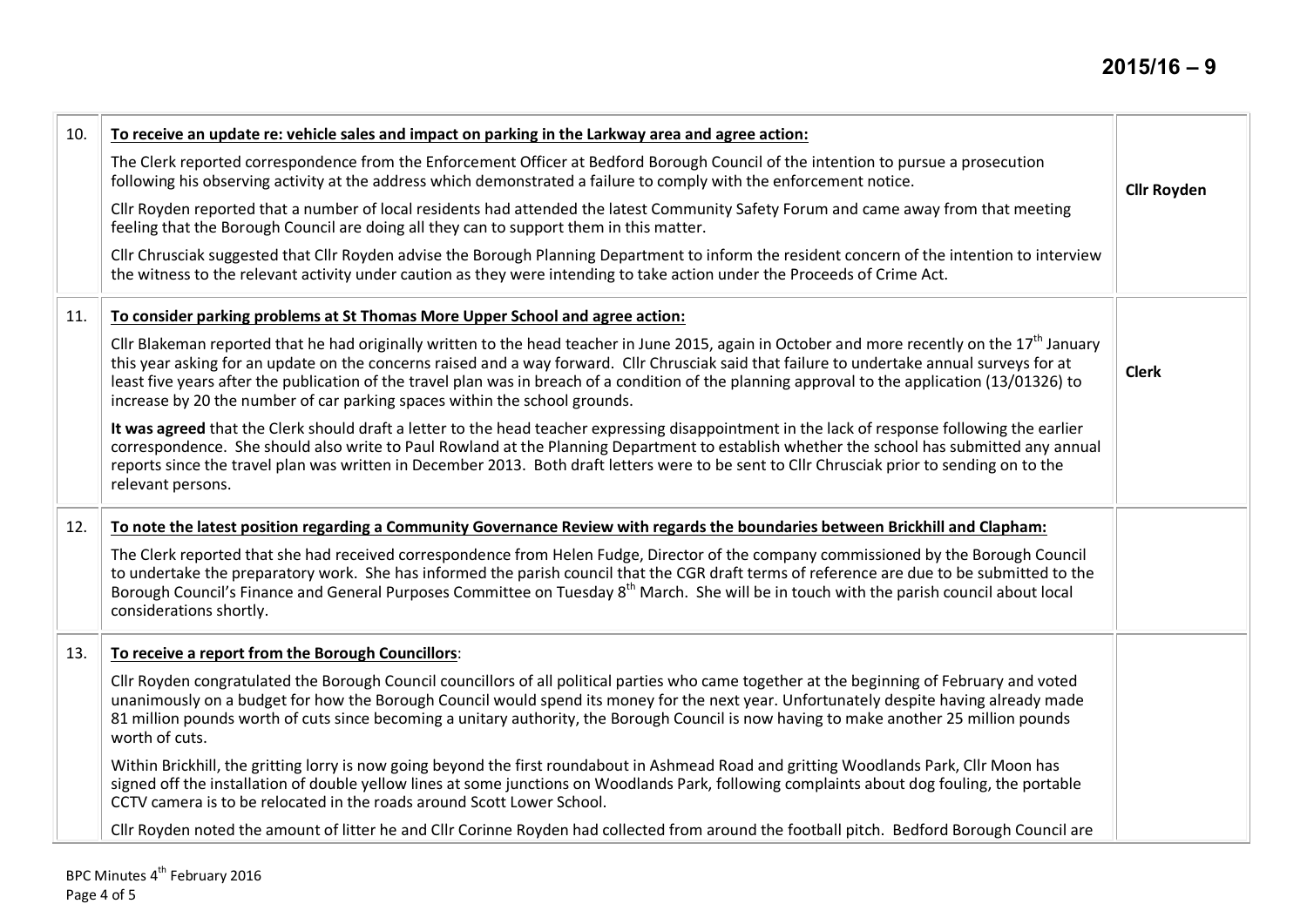| | | |
|---|---|---|
| 10. | **To receive an update re: vehicle sales and impact on parking in the Larkway area and agree action:**<br><br>The Clerk reported correspondence from the Enforcement Officer at Bedford Borough Council of the intention to pursue a prosecution following his observing activity at the address which demonstrated a failure to comply with the enforcement notice.<br><br>Cllr Royden reported that a number of local residents had attended the latest Community Safety Forum and came away from that meeting feeling that the Borough Council are doing all they can to support them in this matter.<br><br>Cllr Chrusciak suggested that Cllr Royden advise the Borough Planning Department to inform the resident concern of the intention to interview the witness to the relevant activity under caution as they were intending to take action under the Proceeds of Crime Act. | **Cllr Royden** |
| 11. | **To consider parking problems at St Thomas More Upper School and agree action:**<br><br>Cllr Blakeman reported that he had originally written to the head teacher in June 2015, again in October and more recently on the 17th January this year asking for an update on the concerns raised and a way forward. Cllr Chrusciak said that failure to undertake annual surveys for at least five years after the publication of the travel plan was in breach of a condition of the planning approval to the application (13/01326) to increase by 20 the number of car parking spaces within the school grounds.<br><br>**It was agreed** that the Clerk should draft a letter to the head teacher expressing disappointment in the lack of response following the earlier correspondence. She should also write to Paul Rowland at the Planning Department to establish whether the school has submitted any annual reports since the travel plan was written in December 2013. Both draft letters were to be sent to Cllr Chrusciak prior to sending on to the relevant persons. | **Clerk** |
| 12. | **To note the latest position regarding a Community Governance Review with regards the boundaries between Brickhill and Clapham:**<br><br>The Clerk reported that she had received correspondence from Helen Fudge, Director of the company commissioned by the Borough Council to undertake the preparatory work. She has informed the parish council that the CGR draft terms of reference are due to be submitted to the Borough Council's Finance and General Purposes Committee on Tuesday 8th March. She will be in touch with the parish council about local considerations shortly. | |
| 13. | **To receive a report from the Borough Councillors**:<br><br>Cllr Royden congratulated the Borough Council councillors of all political parties who came together at the beginning of February and voted unanimously on a budget for how the Borough Council would spend its money for the next year. Unfortunately despite having already made 81 million pounds worth of cuts since becoming a unitary authority, the Borough Council is now having to make another 25 million pounds worth of cuts.<br><br>Within Brickhill, the gritting lorry is now going beyond the first roundabout in Ashmead Road and gritting Woodlands Park, Cllr Moon has signed off the installation of double yellow lines at some junctions on Woodlands Park, following complaints about dog fouling, the portable CCTV camera is to be relocated in the roads around Scott Lower School.<br><br>Cllr Royden noted the amount of litter he and Cllr Corinne Royden had collected from around the football pitch. Bedford Borough Council are | |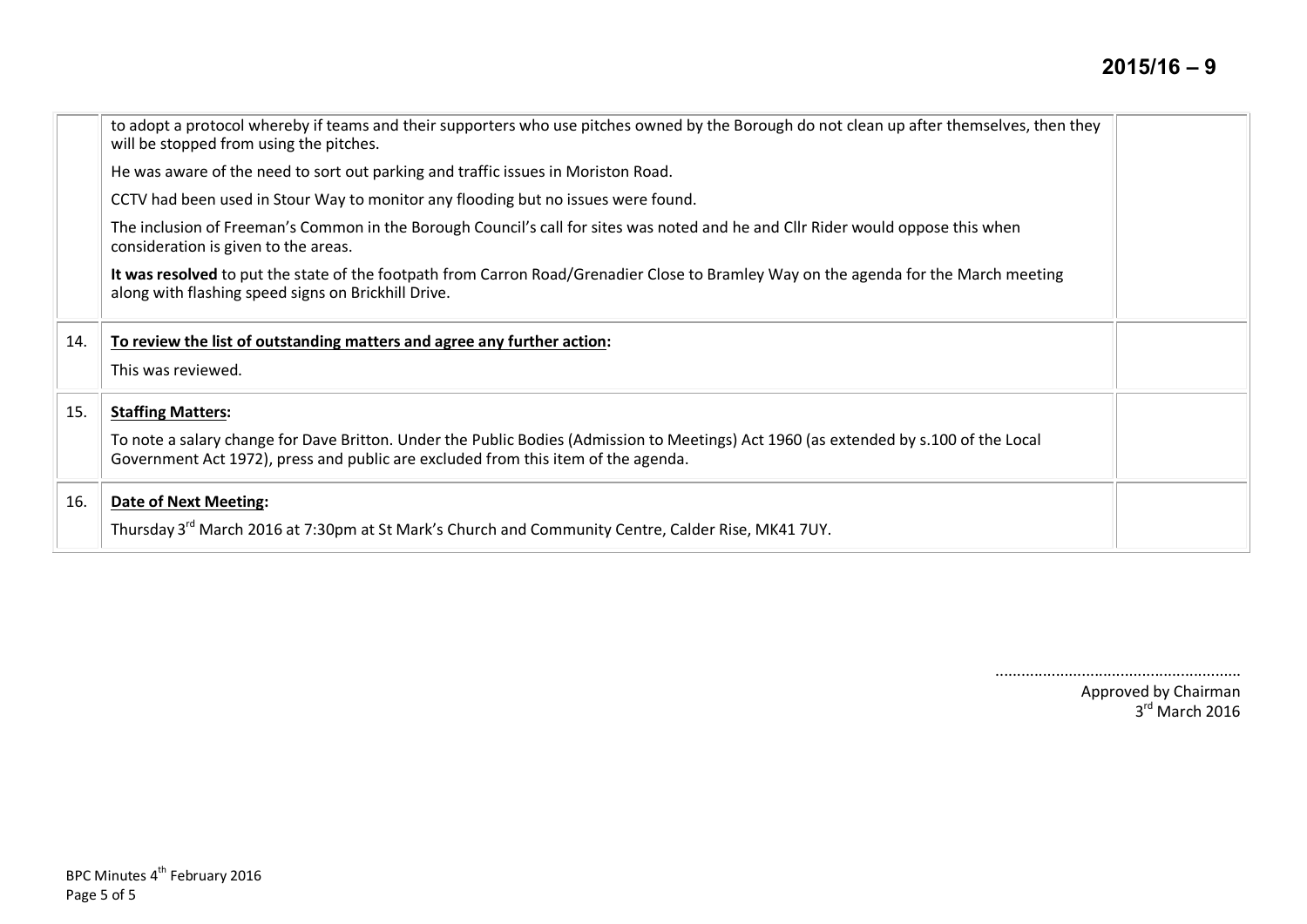| | | |
|---|---|---|
| | to adopt a protocol whereby if teams and their supporters who use pitches owned by the Borough do not clean up after themselves, then they will be stopped from using the pitches.<br><br>He was aware of the need to sort out parking and traffic issues in Moriston Road.<br><br>CCTV had been used in Stour Way to monitor any flooding but no issues were found.<br><br>The inclusion of Freeman's Common in the Borough Council's call for sites was noted and he and Cllr Rider would oppose this when consideration is given to the areas.<br><br>**It was resolved** to put the state of the footpath from Carron Road/Grenadier Close to Bramley Way on the agenda for the March meeting along with flashing speed signs on Brickhill Drive. | |
| 14. | **To review the list of outstanding matters and agree any further action:**<br><br>This was reviewed. | |
| 15. | **Staffing Matters:**<br><br>To note a salary change for Dave Britton. Under the Public Bodies (Admission to Meetings) Act 1960 (as extended by s.100 of the Local Government Act 1972), press and public are excluded from this item of the agenda. | |
| 16. | **Date of Next Meeting:**<br><br>Thursday 3rd March 2016 at 7:30pm at St Mark's Church and Community Centre, Calder Rise, MK41 7UY. | |

........................................................
Approved by Chairman
3rd March 2016